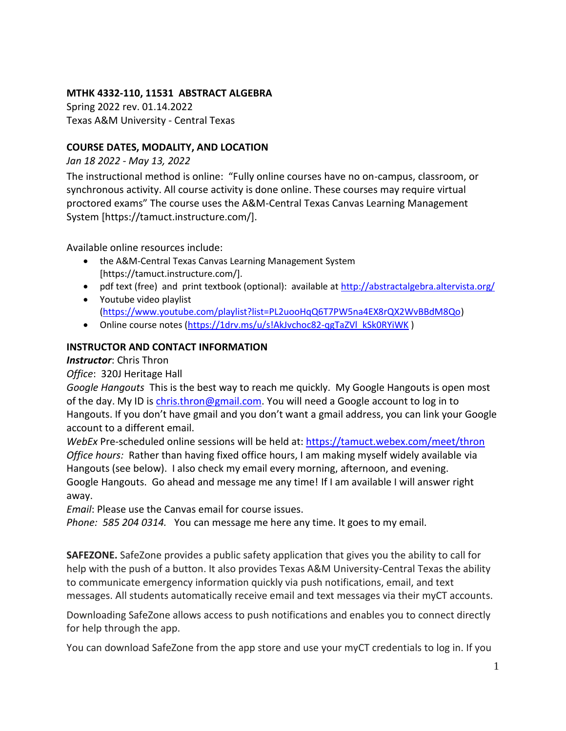**MTHK 4332-110, 11531 ABSTRACT ALGEBRA**

Spring 2022 rev. 01.14.2022

Texas A&M University - Central Texas

**COURSE DATES, MODALITY, AND LOCATION**

*Jan 18 2022 - May 13, 2022*

The instructional method is online: "Fully online courses have no on-campus, classroom, or synchronous activity. All course activity is done online. These courses may require virtual proctored exams" The course uses the A&M-Central Texas Canvas Learning Management System [https://tamuct.instructure.com/].

Available online resources include:

- the A&M-Central Texas Canvas Learning Management System [https://tamuct.instructure.com/].
- pdf text (free) and print textbook (optional): available at http://abstractalgebra.altervista.org/
- Youtube video playlist (https://www.youtube.com/playlist?list=PL2uooHqQ6T7PW5na4EX8rQX2WvBBdM8Qo)
- Online course notes (https://1drv.ms/u/s!AkJvchoc82-qgTaZVl_kSk0RYiWK )

**INSTRUCTOR AND CONTACT INFORMATION**

***Instructor***: Chris Thron

*Office*: 320J Heritage Hall

*Google Hangouts* This is the best way to reach me quickly. My Google Hangouts is open most of the day. My ID is chris.thron@gmail.com. You will need a Google account to log in to Hangouts. If you don't have gmail and you don't want a gmail address, you can link your Google account to a different email.

*WebEx* Pre-scheduled online sessions will be held at: https://tamuct.webex.com/meet/thron

*Office hours:* Rather than having fixed office hours, I am making myself widely available via Hangouts (see below). I also check my email every morning, afternoon, and evening. Google Hangouts. Go ahead and message me any time! If I am available I will answer right away.

*Email*: Please use the Canvas email for course issues.

*Phone: 585 204 0314.* You can message me here any time. It goes to my email.

**SAFEZONE.** SafeZone provides a public safety application that gives you the ability to call for help with the push of a button. It also provides Texas A&M University-Central Texas the ability to communicate emergency information quickly via push notifications, email, and text messages. All students automatically receive email and text messages via their myCT accounts.

Downloading SafeZone allows access to push notifications and enables you to connect directly for help through the app.

You can download SafeZone from the app store and use your myCT credentials to log in. If you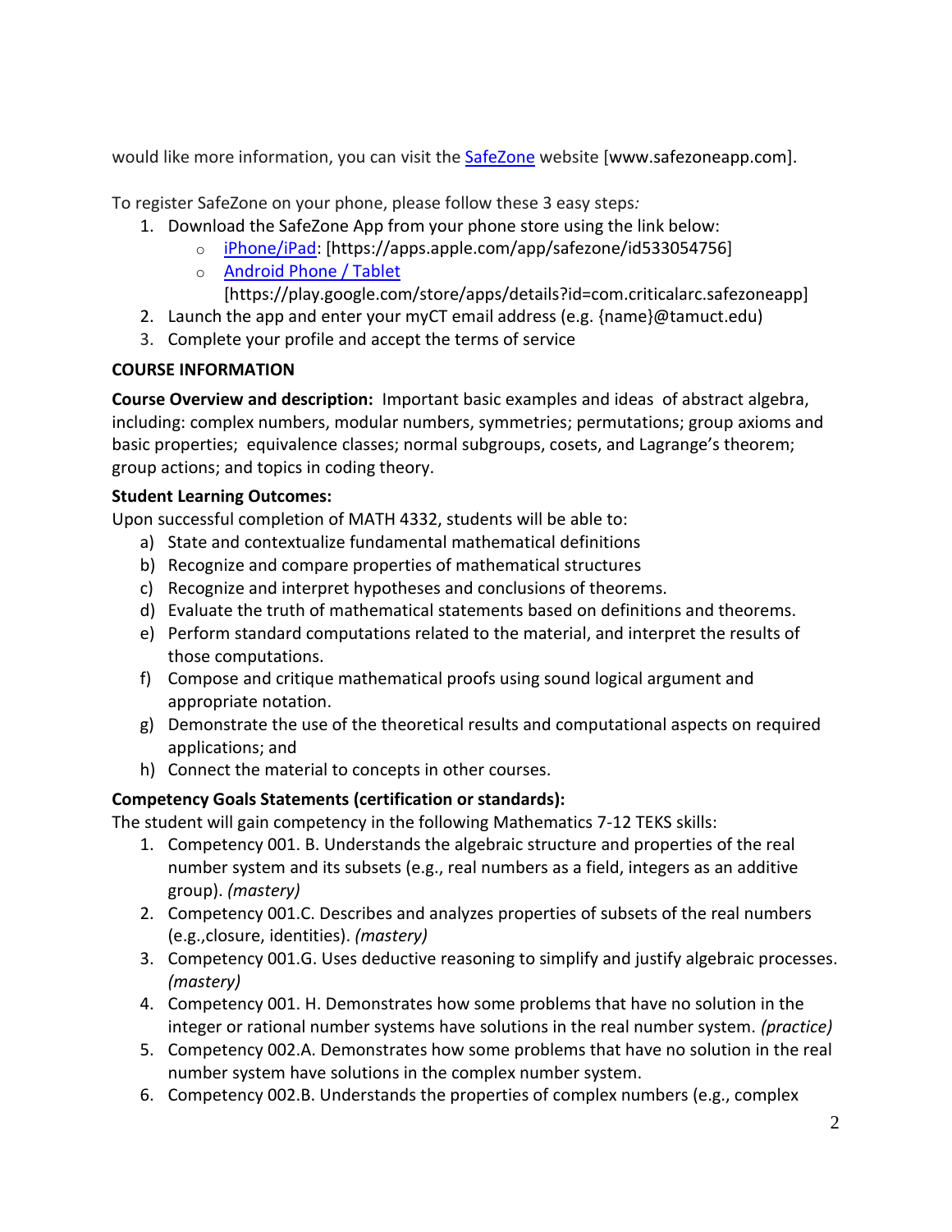would like more information, you can visit the [SafeZone](www.safezoneapp.com) website [www.safezoneapp.com].

To register SafeZone on your phone, please follow these 3 easy steps:

1. Download the SafeZone App from your phone store using the link below:
   - [iPhone/iPad](https://apps.apple.com/app/safezone/id533054756): [https://apps.apple.com/app/safezone/id533054756]
   - [Android Phone / Tablet](https://play.google.com/store/apps/details?id=com.criticalarc.safezoneapp) [https://play.google.com/store/apps/details?id=com.criticalarc.safezoneapp]
2. Launch the app and enter your myCT email address (e.g. {name}@tamuct.edu)
3. Complete your profile and accept the terms of service

**COURSE INFORMATION**

**Course Overview and description:** Important basic examples and ideas of abstract algebra, including: complex numbers, modular numbers, symmetries; permutations; group axioms and basic properties; equivalence classes; normal subgroups, cosets, and Lagrange's theorem; group actions; and topics in coding theory.

**Student Learning Outcomes:**

Upon successful completion of MATH 4332, students will be able to:

a) State and contextualize fundamental mathematical definitions
b) Recognize and compare properties of mathematical structures
c) Recognize and interpret hypotheses and conclusions of theorems.
d) Evaluate the truth of mathematical statements based on definitions and theorems.
e) Perform standard computations related to the material, and interpret the results of those computations.
f) Compose and critique mathematical proofs using sound logical argument and appropriate notation.
g) Demonstrate the use of the theoretical results and computational aspects on required applications; and
h) Connect the material to concepts in other courses.

**Competency Goals Statements (certification or standards):**

The student will gain competency in the following Mathematics 7-12 TEKS skills:

1. Competency 001. B. Understands the algebraic structure and properties of the real number system and its subsets (e.g., real numbers as a field, integers as an additive group). *(mastery)*
2. Competency 001.C. Describes and analyzes properties of subsets of the real numbers (e.g.,closure, identities). *(mastery)*
3. Competency 001.G. Uses deductive reasoning to simplify and justify algebraic processes. *(mastery)*
4. Competency 001. H. Demonstrates how some problems that have no solution in the integer or rational number systems have solutions in the real number system. *(practice)*
5. Competency 002.A. Demonstrates how some problems that have no solution in the real number system have solutions in the complex number system.
6. Competency 002.B. Understands the properties of complex numbers (e.g., complex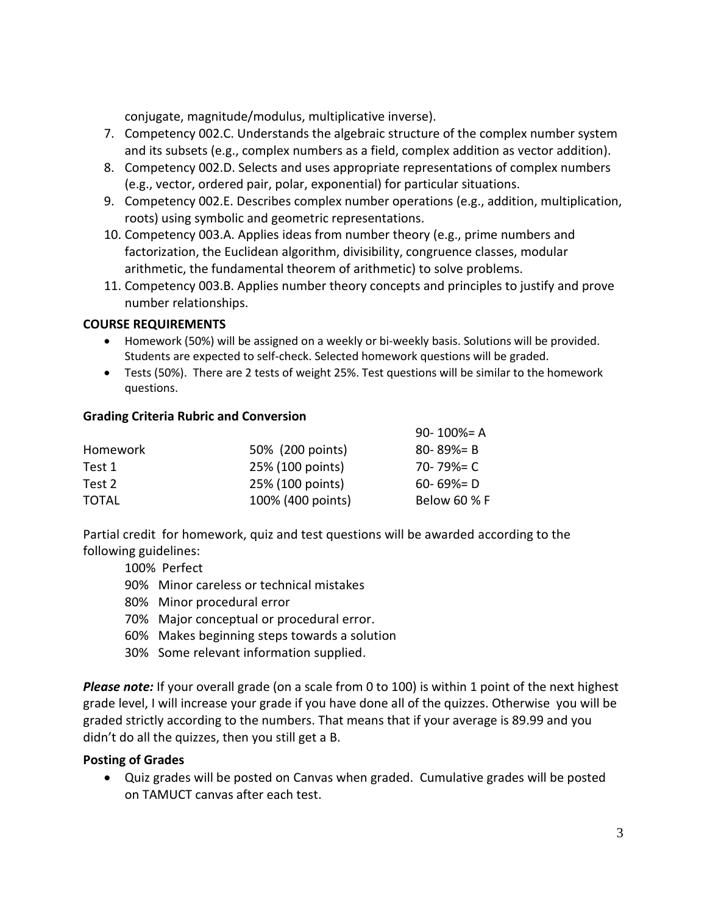conjugate, magnitude/modulus, multiplicative inverse).

7. Competency 002.C. Understands the algebraic structure of the complex number system and its subsets (e.g., complex numbers as a field, complex addition as vector addition).
8. Competency 002.D. Selects and uses appropriate representations of complex numbers (e.g., vector, ordered pair, polar, exponential) for particular situations.
9. Competency 002.E. Describes complex number operations (e.g., addition, multiplication, roots) using symbolic and geometric representations.
10. Competency 003.A. Applies ideas from number theory (e.g., prime numbers and factorization, the Euclidean algorithm, divisibility, congruence classes, modular arithmetic, the fundamental theorem of arithmetic) to solve problems.
11. Competency 003.B. Applies number theory concepts and principles to justify and prove number relationships.

**COURSE REQUIREMENTS**

- Homework (50%) will be assigned on a weekly or bi-weekly basis. Solutions will be provided. Students are expected to self-check. Selected homework questions will be graded.
- Tests (50%). There are 2 tests of weight 25%. Test questions will be similar to the homework questions.

**Grading Criteria Rubric and Conversion**

| | | |
|---|---|---|
| | | 90- 100%= A |
| Homework | 50% (200 points) | 80- 89%= B |
| Test 1 | 25% (100 points) | 70- 79%= C |
| Test 2 | 25% (100 points) | 60- 69%= D |
| TOTAL | 100% (400 points) | Below 60 % F |

Partial credit for homework, quiz and test questions will be awarded according to the following guidelines:

100% Perfect
90% Minor careless or technical mistakes
80% Minor procedural error
70% Major conceptual or procedural error.
60% Makes beginning steps towards a solution
30% Some relevant information supplied.

***Please note:*** If your overall grade (on a scale from 0 to 100) is within 1 point of the next highest grade level, I will increase your grade if you have done all of the quizzes. Otherwise you will be graded strictly according to the numbers. That means that if your average is 89.99 and you didn't do all the quizzes, then you still get a B.

**Posting of Grades**

- Quiz grades will be posted on Canvas when graded. Cumulative grades will be posted on TAMUCT canvas after each test.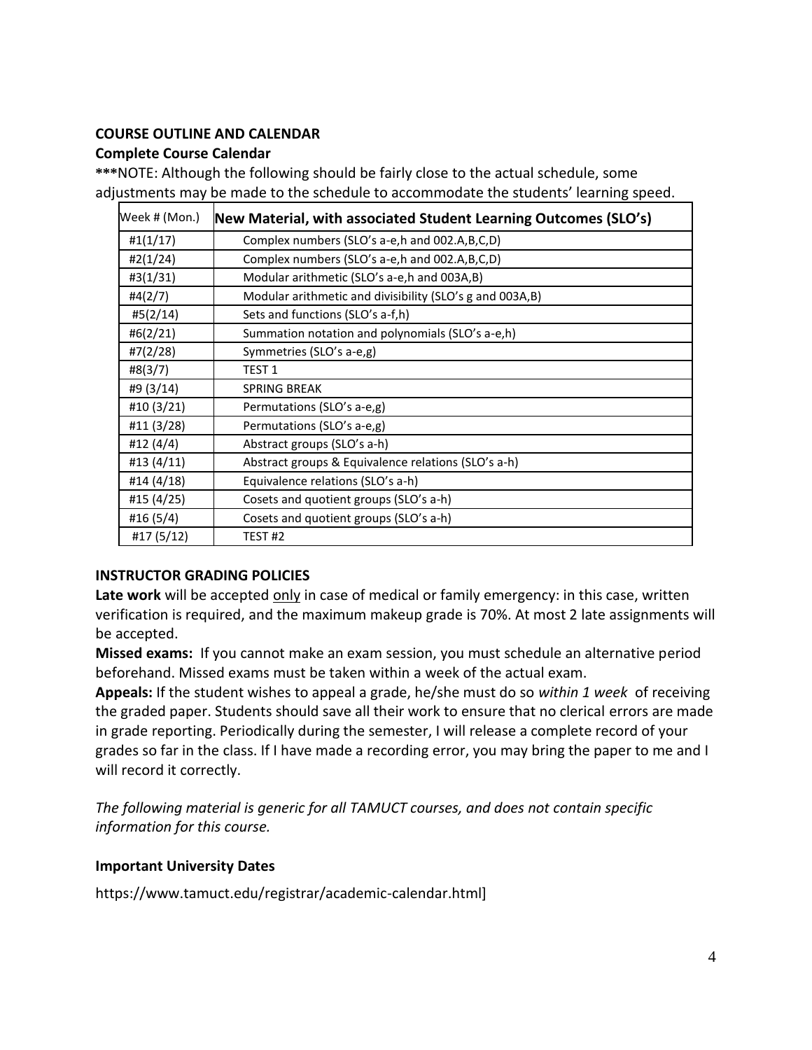**COURSE OUTLINE AND CALENDAR**

**Complete Course Calendar**

*****NOTE: Although the following should be fairly close to the actual schedule, some adjustments may be made to the schedule to accommodate the students' learning speed.

| Week # (Mon.) | New Material, with associated Student Learning Outcomes (SLO's) |
|---|---|
| #1(1/17) | Complex numbers (SLO's a-e,h and 002.A,B,C,D) |
| #2(1/24) | Complex numbers (SLO's a-e,h and 002.A,B,C,D) |
| #3(1/31) | Modular arithmetic (SLO's a-e,h and 003A,B) |
| #4(2/7) | Modular arithmetic and divisibility (SLO's g and 003A,B) |
| #5(2/14) | Sets and functions (SLO's a-f,h) |
| #6(2/21) | Summation notation and polynomials (SLO's a-e,h) |
| #7(2/28) | Symmetries (SLO's a-e,g) |
| #8(3/7) | TEST 1 |
| #9 (3/14) | SPRING BREAK |
| #10 (3/21) | Permutations (SLO's a-e,g) |
| #11 (3/28) | Permutations (SLO's a-e,g) |
| #12 (4/4) | Abstract groups (SLO's a-h) |
| #13 (4/11) | Abstract groups & Equivalence relations (SLO's a-h) |
| #14 (4/18) | Equivalence relations (SLO's a-h) |
| #15 (4/25) | Cosets and quotient groups (SLO's a-h) |
| #16 (5/4) | Cosets and quotient groups (SLO's a-h) |
| #17 (5/12) | TEST #2 |

**INSTRUCTOR GRADING POLICIES**

**Late work** will be accepted <u>only</u> in case of medical or family emergency: in this case, written verification is required, and the maximum makeup grade is 70%. At most 2 late assignments will be accepted.

**Missed exams:** If you cannot make an exam session, you must schedule an alternative period beforehand. Missed exams must be taken within a week of the actual exam.

**Appeals:** If the student wishes to appeal a grade, he/she must do so *within 1 week* of receiving the graded paper. Students should save all their work to ensure that no clerical errors are made in grade reporting. Periodically during the semester, I will release a complete record of your grades so far in the class. If I have made a recording error, you may bring the paper to me and I will record it correctly.

*The following material is generic for all TAMUCT courses, and does not contain specific information for this course.*

**Important University Dates**

https://www.tamuct.edu/registrar/academic-calendar.html]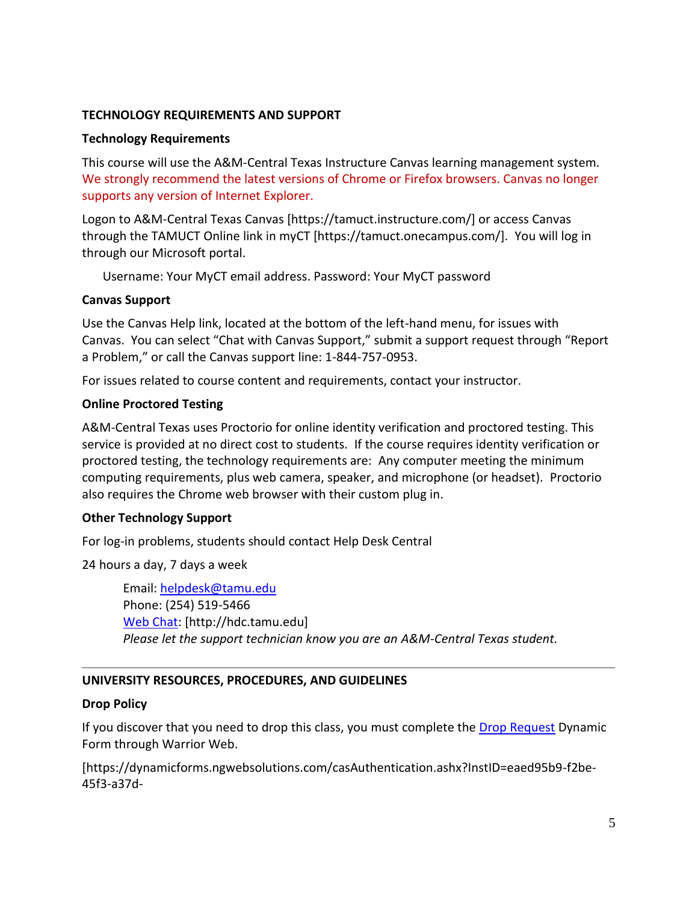## TECHNOLOGY REQUIREMENTS AND SUPPORT

### Technology Requirements

This course will use the A&M-Central Texas Instructure Canvas learning management system. We strongly recommend the latest versions of Chrome or Firefox browsers. Canvas no longer supports any version of Internet Explorer.

Logon to A&M-Central Texas Canvas [https://tamuct.instructure.com/] or access Canvas through the TAMUCT Online link in myCT [https://tamuct.onecampus.com/]. You will log in through our Microsoft portal.

Username: Your MyCT email address. Password: Your MyCT password

### Canvas Support

Use the Canvas Help link, located at the bottom of the left-hand menu, for issues with Canvas. You can select "Chat with Canvas Support," submit a support request through "Report a Problem," or call the Canvas support line: 1-844-757-0953.

For issues related to course content and requirements, contact your instructor.

### Online Proctored Testing

A&M-Central Texas uses Proctorio for online identity verification and proctored testing. This service is provided at no direct cost to students. If the course requires identity verification or proctored testing, the technology requirements are: Any computer meeting the minimum computing requirements, plus web camera, speaker, and microphone (or headset). Proctorio also requires the Chrome web browser with their custom plug in.

### Other Technology Support

For log-in problems, students should contact Help Desk Central

24 hours a day, 7 days a week

Email: helpdesk@tamu.edu
Phone: (254) 519-5466
Web Chat: [http://hdc.tamu.edu]
*Please let the support technician know you are an A&M-Central Texas student.*

---

## UNIVERSITY RESOURCES, PROCEDURES, AND GUIDELINES

### Drop Policy

If you discover that you need to drop this class, you must complete the Drop Request Dynamic Form through Warrior Web.

[https://dynamicforms.ngwebsolutions.com/casAuthentication.ashx?InstID=eaed95b9-f2be-45f3-a37d-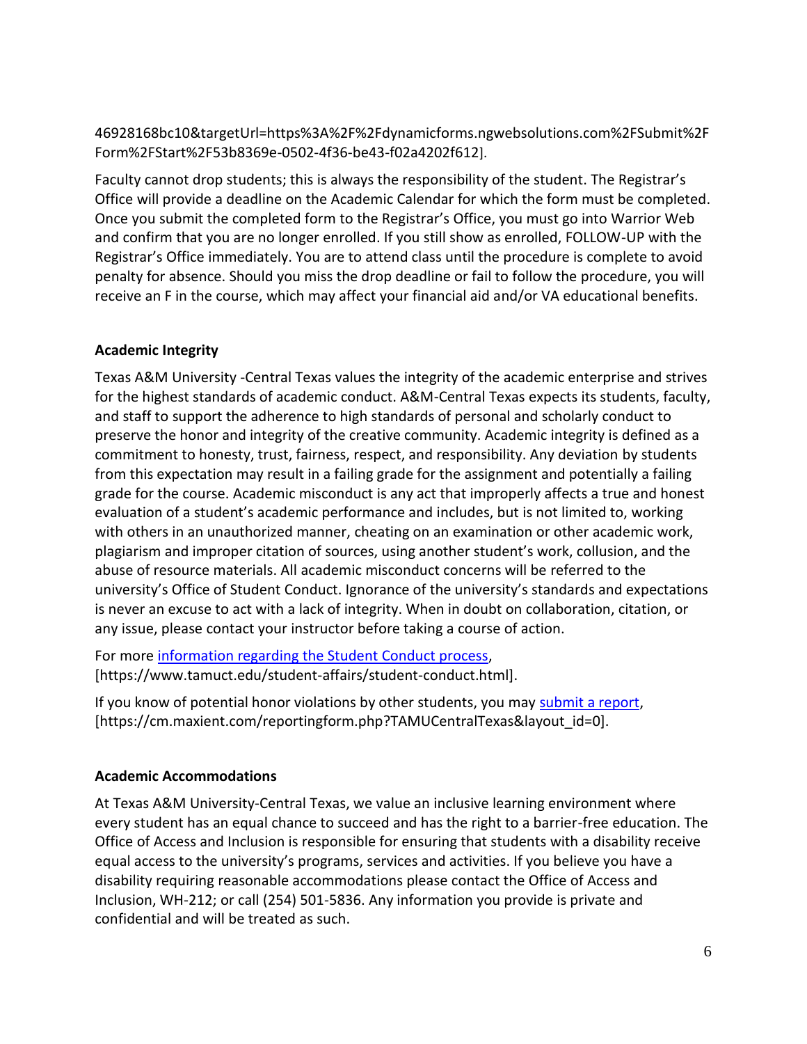46928168bc10&targetUrl=https%3A%2F%2Fdynamicforms.ngwebsolutions.com%2FSubmit%2FForm%2FStart%2F53b8369e-0502-4f36-be43-f02a4202f612].

Faculty cannot drop students; this is always the responsibility of the student. The Registrar's Office will provide a deadline on the Academic Calendar for which the form must be completed. Once you submit the completed form to the Registrar's Office, you must go into Warrior Web and confirm that you are no longer enrolled. If you still show as enrolled, FOLLOW-UP with the Registrar's Office immediately. You are to attend class until the procedure is complete to avoid penalty for absence. Should you miss the drop deadline or fail to follow the procedure, you will receive an F in the course, which may affect your financial aid and/or VA educational benefits.

**Academic Integrity**

Texas A&M University -Central Texas values the integrity of the academic enterprise and strives for the highest standards of academic conduct. A&M-Central Texas expects its students, faculty, and staff to support the adherence to high standards of personal and scholarly conduct to preserve the honor and integrity of the creative community. Academic integrity is defined as a commitment to honesty, trust, fairness, respect, and responsibility. Any deviation by students from this expectation may result in a failing grade for the assignment and potentially a failing grade for the course. Academic misconduct is any act that improperly affects a true and honest evaluation of a student's academic performance and includes, but is not limited to, working with others in an unauthorized manner, cheating on an examination or other academic work, plagiarism and improper citation of sources, using another student's work, collusion, and the abuse of resource materials. All academic misconduct concerns will be referred to the university's Office of Student Conduct. Ignorance of the university's standards and expectations is never an excuse to act with a lack of integrity. When in doubt on collaboration, citation, or any issue, please contact your instructor before taking a course of action.

For more information regarding the Student Conduct process, [https://www.tamuct.edu/student-affairs/student-conduct.html].

If you know of potential honor violations by other students, you may submit a report, [https://cm.maxient.com/reportingform.php?TAMUCentralTexas&layout_id=0].

**Academic Accommodations**

At Texas A&M University-Central Texas, we value an inclusive learning environment where every student has an equal chance to succeed and has the right to a barrier-free education. The Office of Access and Inclusion is responsible for ensuring that students with a disability receive equal access to the university's programs, services and activities. If you believe you have a disability requiring reasonable accommodations please contact the Office of Access and Inclusion, WH-212; or call (254) 501-5836. Any information you provide is private and confidential and will be treated as such.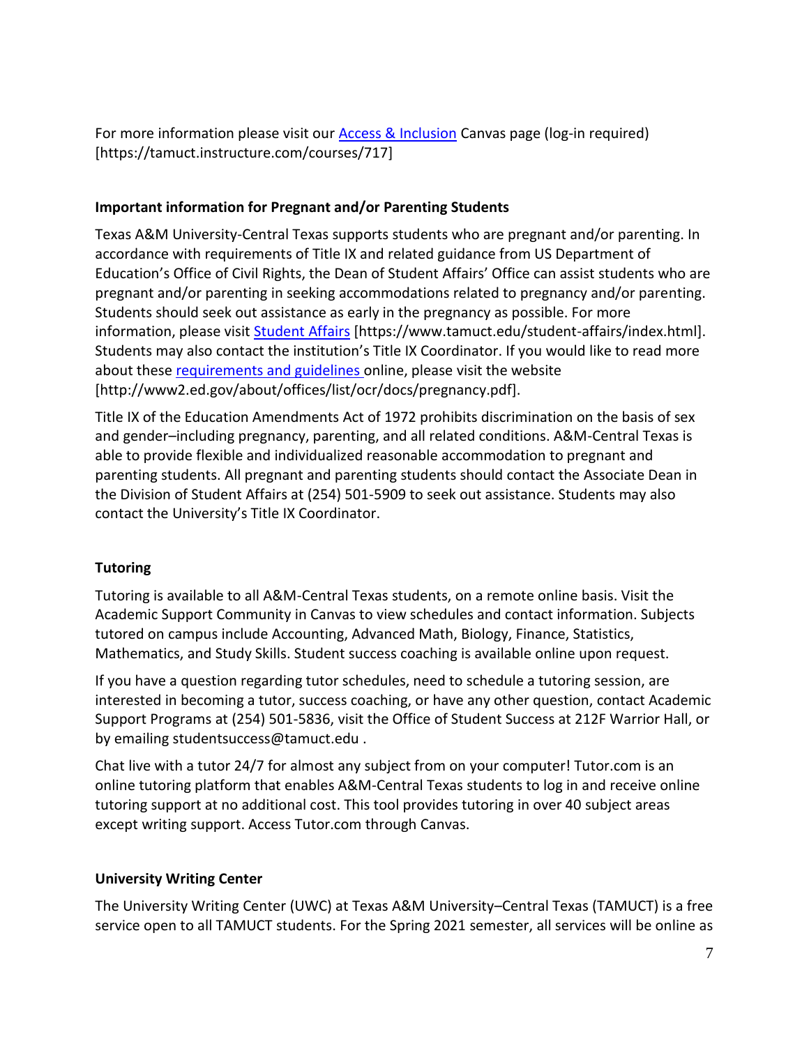For more information please visit our [Access & Inclusion](https://tamuct.instructure.com/courses/717) Canvas page (log-in required) [https://tamuct.instructure.com/courses/717]

**Important information for Pregnant and/or Parenting Students**

Texas A&M University-Central Texas supports students who are pregnant and/or parenting. In accordance with requirements of Title IX and related guidance from US Department of Education's Office of Civil Rights, the Dean of Student Affairs' Office can assist students who are pregnant and/or parenting in seeking accommodations related to pregnancy and/or parenting. Students should seek out assistance as early in the pregnancy as possible. For more information, please visit [Student Affairs](https://www.tamuct.edu/student-affairs/index.html) [https://www.tamuct.edu/student-affairs/index.html]. Students may also contact the institution's Title IX Coordinator. If you would like to read more about these [requirements and guidelines](http://www2.ed.gov/about/offices/list/ocr/docs/pregnancy.pdf) online, please visit the website [http://www2.ed.gov/about/offices/list/ocr/docs/pregnancy.pdf].

Title IX of the Education Amendments Act of 1972 prohibits discrimination on the basis of sex and gender–including pregnancy, parenting, and all related conditions. A&M-Central Texas is able to provide flexible and individualized reasonable accommodation to pregnant and parenting students. All pregnant and parenting students should contact the Associate Dean in the Division of Student Affairs at (254) 501-5909 to seek out assistance. Students may also contact the University's Title IX Coordinator.

**Tutoring**

Tutoring is available to all A&M-Central Texas students, on a remote online basis. Visit the Academic Support Community in Canvas to view schedules and contact information. Subjects tutored on campus include Accounting, Advanced Math, Biology, Finance, Statistics, Mathematics, and Study Skills. Student success coaching is available online upon request.

If you have a question regarding tutor schedules, need to schedule a tutoring session, are interested in becoming a tutor, success coaching, or have any other question, contact Academic Support Programs at (254) 501-5836, visit the Office of Student Success at 212F Warrior Hall, or by emailing studentsuccess@tamuct.edu .

Chat live with a tutor 24/7 for almost any subject from on your computer! Tutor.com is an online tutoring platform that enables A&M-Central Texas students to log in and receive online tutoring support at no additional cost. This tool provides tutoring in over 40 subject areas except writing support. Access Tutor.com through Canvas.

**University Writing Center**

The University Writing Center (UWC) at Texas A&M University–Central Texas (TAMUCT) is a free service open to all TAMUCT students. For the Spring 2021 semester, all services will be online as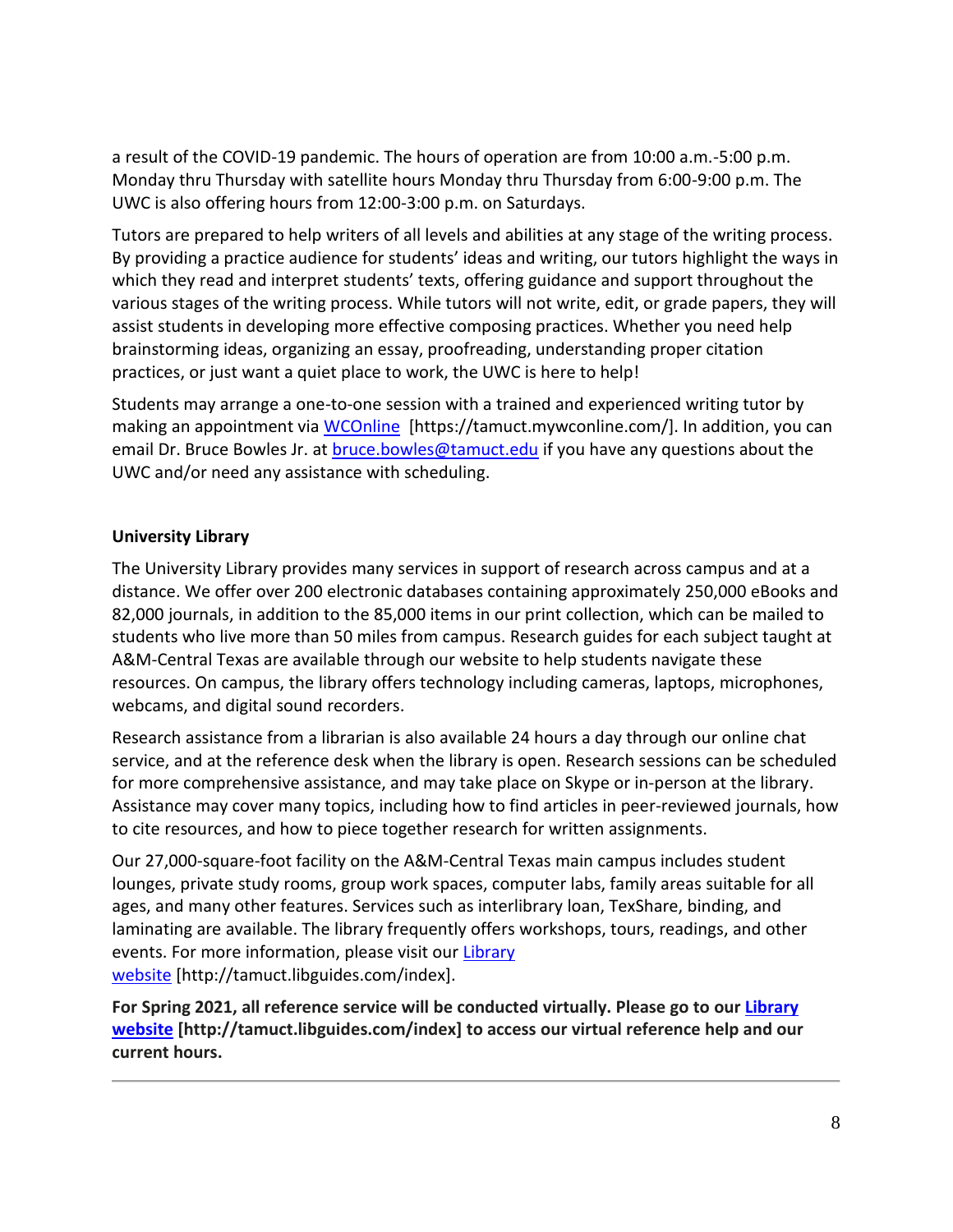a result of the COVID-19 pandemic. The hours of operation are from 10:00 a.m.-5:00 p.m. Monday thru Thursday with satellite hours Monday thru Thursday from 6:00-9:00 p.m. The UWC is also offering hours from 12:00-3:00 p.m. on Saturdays.

Tutors are prepared to help writers of all levels and abilities at any stage of the writing process. By providing a practice audience for students' ideas and writing, our tutors highlight the ways in which they read and interpret students' texts, offering guidance and support throughout the various stages of the writing process. While tutors will not write, edit, or grade papers, they will assist students in developing more effective composing practices. Whether you need help brainstorming ideas, organizing an essay, proofreading, understanding proper citation practices, or just want a quiet place to work, the UWC is here to help!

Students may arrange a one-to-one session with a trained and experienced writing tutor by making an appointment via [WCOnline](https://tamuct.mywconline.com/) [https://tamuct.mywconline.com/]. In addition, you can email Dr. Bruce Bowles Jr. at [bruce.bowles@tamuct.edu](mailto:bruce.bowles@tamuct.edu) if you have any questions about the UWC and/or need any assistance with scheduling.

**University Library**

The University Library provides many services in support of research across campus and at a distance. We offer over 200 electronic databases containing approximately 250,000 eBooks and 82,000 journals, in addition to the 85,000 items in our print collection, which can be mailed to students who live more than 50 miles from campus. Research guides for each subject taught at A&M-Central Texas are available through our website to help students navigate these resources. On campus, the library offers technology including cameras, laptops, microphones, webcams, and digital sound recorders.

Research assistance from a librarian is also available 24 hours a day through our online chat service, and at the reference desk when the library is open. Research sessions can be scheduled for more comprehensive assistance, and may take place on Skype or in-person at the library. Assistance may cover many topics, including how to find articles in peer-reviewed journals, how to cite resources, and how to piece together research for written assignments.

Our 27,000-square-foot facility on the A&M-Central Texas main campus includes student lounges, private study rooms, group work spaces, computer labs, family areas suitable for all ages, and many other features. Services such as interlibrary loan, TexShare, binding, and laminating are available. The library frequently offers workshops, tours, readings, and other events. For more information, please visit our [Library website](http://tamuct.libguides.com/index) [http://tamuct.libguides.com/index].

**For Spring 2021, all reference service will be conducted virtually. Please go to our [Library website](http://tamuct.libguides.com/index) [http://tamuct.libguides.com/index] to access our virtual reference help and our current hours.**

---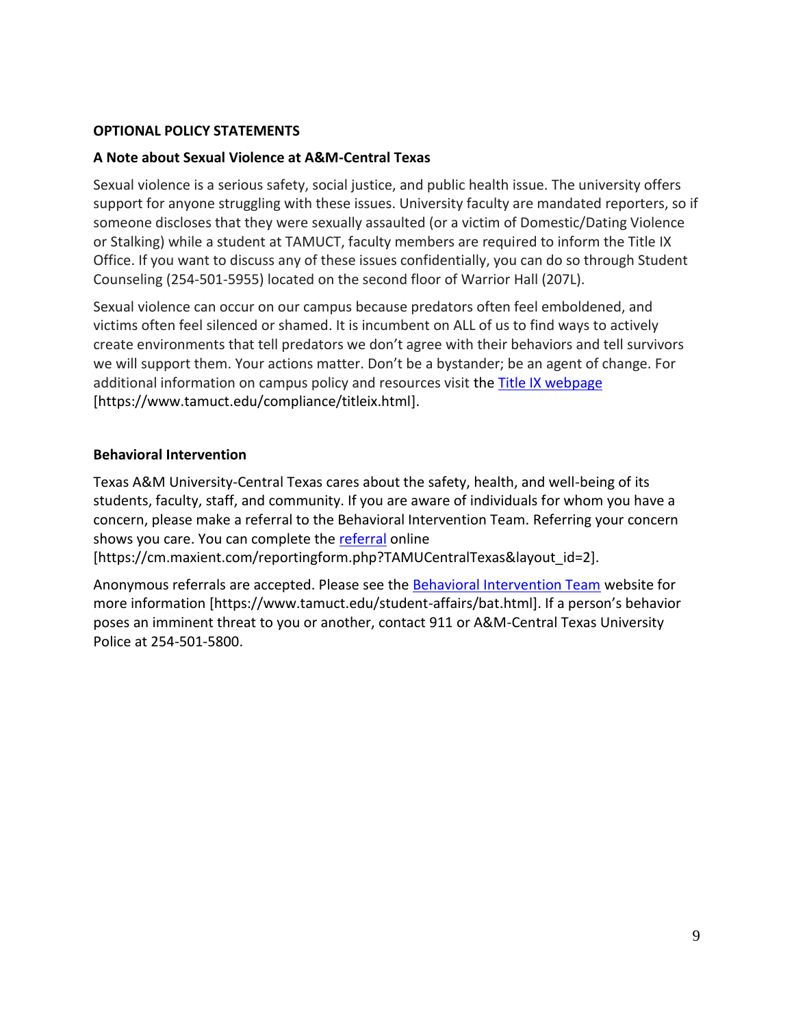**OPTIONAL POLICY STATEMENTS**

**A Note about Sexual Violence at A&M-Central Texas**

Sexual violence is a serious safety, social justice, and public health issue. The university offers support for anyone struggling with these issues. University faculty are mandated reporters, so if someone discloses that they were sexually assaulted (or a victim of Domestic/Dating Violence or Stalking) while a student at TAMUCT, faculty members are required to inform the Title IX Office. If you want to discuss any of these issues confidentially, you can do so through Student Counseling (254-501-5955) located on the second floor of Warrior Hall (207L).

Sexual violence can occur on our campus because predators often feel emboldened, and victims often feel silenced or shamed. It is incumbent on ALL of us to find ways to actively create environments that tell predators we don't agree with their behaviors and tell survivors we will support them. Your actions matter. Don't be a bystander; be an agent of change. For additional information on campus policy and resources visit the Title IX webpage [https://www.tamuct.edu/compliance/titleix.html].

**Behavioral Intervention**

Texas A&M University-Central Texas cares about the safety, health, and well-being of its students, faculty, staff, and community. If you are aware of individuals for whom you have a concern, please make a referral to the Behavioral Intervention Team. Referring your concern shows you care. You can complete the referral online [https://cm.maxient.com/reportingform.php?TAMUCentralTexas&layout_id=2].

Anonymous referrals are accepted. Please see the Behavioral Intervention Team website for more information [https://www.tamuct.edu/student-affairs/bat.html]. If a person's behavior poses an imminent threat to you or another, contact 911 or A&M-Central Texas University Police at 254-501-5800.